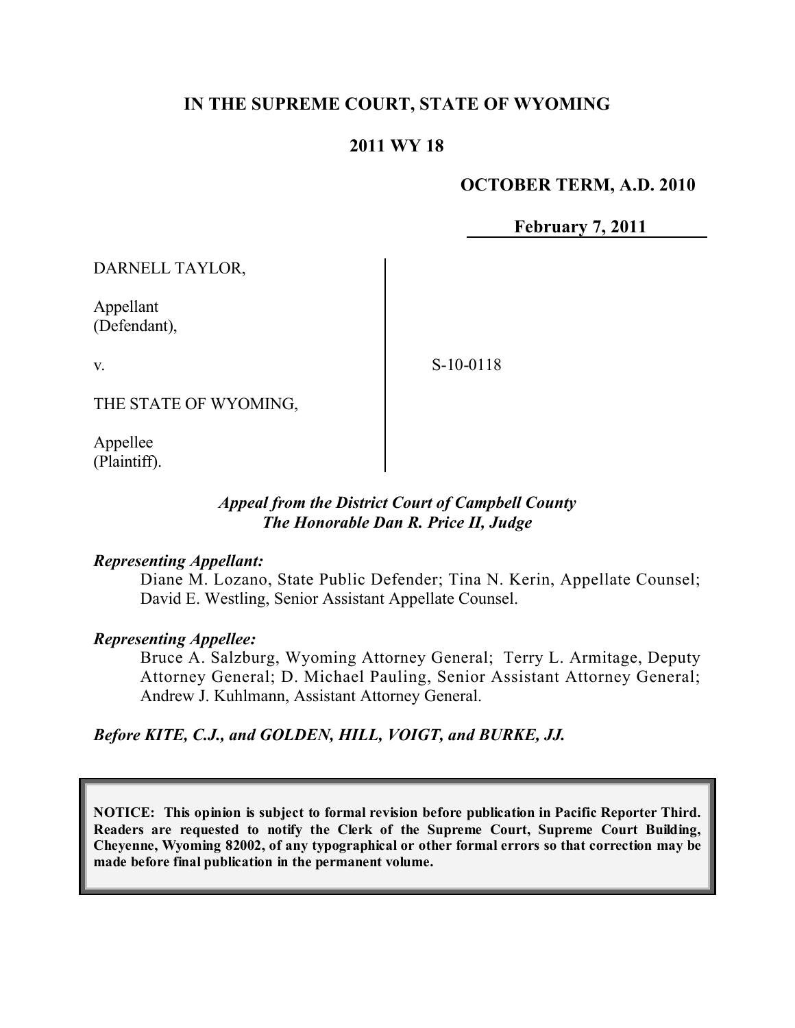# IN THE SUPREME COURT, STATE OF WYOMING

## 2011 WY 18

**OCTOBER TERM, A.D. 2010**

**February 7, 2011**

DARNELL TAYLOR,

Appellant
(Defendant),

v.

S-10-0118

THE STATE OF WYOMING,

Appellee
(Plaintiff).

*Appeal from the District Court of Campbell County*
*The Honorable Dan R. Price II, Judge*

***Representing Appellant:***

Diane M. Lozano, State Public Defender; Tina N. Kerin, Appellate Counsel; David E. Westling, Senior Assistant Appellate Counsel.

***Representing Appellee:***

Bruce A. Salzburg, Wyoming Attorney General; Terry L. Armitage, Deputy Attorney General; D. Michael Pauling, Senior Assistant Attorney General; Andrew J. Kuhlmann, Assistant Attorney General.

***Before KITE, C.J., and GOLDEN, HILL, VOIGT, and BURKE, JJ.***

**NOTICE: This opinion is subject to formal revision before publication in Pacific Reporter Third. Readers are requested to notify the Clerk of the Supreme Court, Supreme Court Building, Cheyenne, Wyoming 82002, of any typographical or other formal errors so that correction may be made before final publication in the permanent volume.**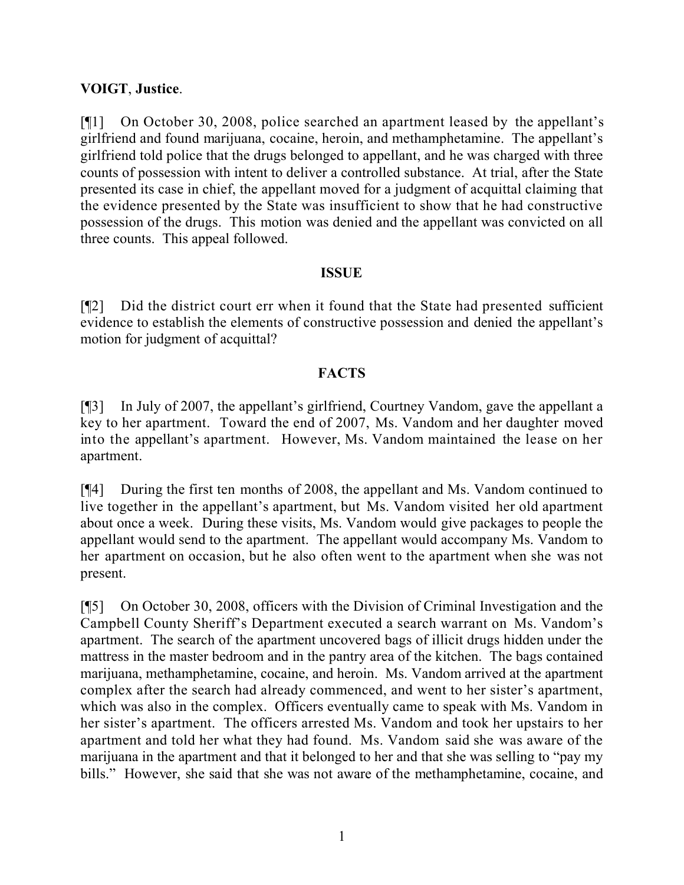**VOIGT**, **Justice**.

[¶1] On October 30, 2008, police searched an apartment leased by the appellant's girlfriend and found marijuana, cocaine, heroin, and methamphetamine. The appellant's girlfriend told police that the drugs belonged to appellant, and he was charged with three counts of possession with intent to deliver a controlled substance. At trial, after the State presented its case in chief, the appellant moved for a judgment of acquittal claiming that the evidence presented by the State was insufficient to show that he had constructive possession of the drugs. This motion was denied and the appellant was convicted on all three counts. This appeal followed.

## ISSUE

[¶2] Did the district court err when it found that the State had presented sufficient evidence to establish the elements of constructive possession and denied the appellant's motion for judgment of acquittal?

## FACTS

[¶3] In July of 2007, the appellant's girlfriend, Courtney Vandom, gave the appellant a key to her apartment. Toward the end of 2007, Ms. Vandom and her daughter moved into the appellant's apartment. However, Ms. Vandom maintained the lease on her apartment.

[¶4] During the first ten months of 2008, the appellant and Ms. Vandom continued to live together in the appellant's apartment, but Ms. Vandom visited her old apartment about once a week. During these visits, Ms. Vandom would give packages to people the appellant would send to the apartment. The appellant would accompany Ms. Vandom to her apartment on occasion, but he also often went to the apartment when she was not present.

[¶5] On October 30, 2008, officers with the Division of Criminal Investigation and the Campbell County Sheriff's Department executed a search warrant on Ms. Vandom's apartment. The search of the apartment uncovered bags of illicit drugs hidden under the mattress in the master bedroom and in the pantry area of the kitchen. The bags contained marijuana, methamphetamine, cocaine, and heroin. Ms. Vandom arrived at the apartment complex after the search had already commenced, and went to her sister's apartment, which was also in the complex. Officers eventually came to speak with Ms. Vandom in her sister's apartment. The officers arrested Ms. Vandom and took her upstairs to her apartment and told her what they had found. Ms. Vandom said she was aware of the marijuana in the apartment and that it belonged to her and that she was selling to "pay my bills." However, she said that she was not aware of the methamphetamine, cocaine, and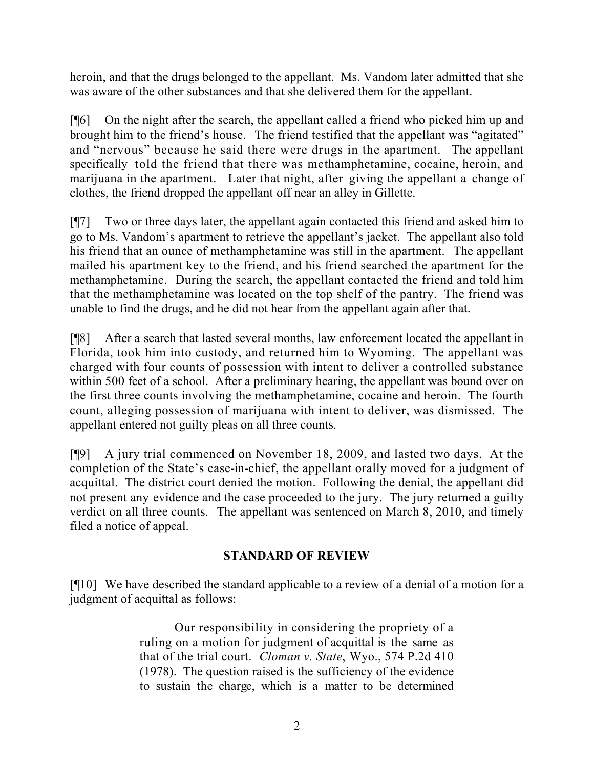heroin, and that the drugs belonged to the appellant. Ms. Vandom later admitted that she was aware of the other substances and that she delivered them for the appellant.

[¶6] On the night after the search, the appellant called a friend who picked him up and brought him to the friend's house. The friend testified that the appellant was "agitated" and "nervous" because he said there were drugs in the apartment. The appellant specifically told the friend that there was methamphetamine, cocaine, heroin, and marijuana in the apartment. Later that night, after giving the appellant a change of clothes, the friend dropped the appellant off near an alley in Gillette.

[¶7] Two or three days later, the appellant again contacted this friend and asked him to go to Ms. Vandom's apartment to retrieve the appellant's jacket. The appellant also told his friend that an ounce of methamphetamine was still in the apartment. The appellant mailed his apartment key to the friend, and his friend searched the apartment for the methamphetamine. During the search, the appellant contacted the friend and told him that the methamphetamine was located on the top shelf of the pantry. The friend was unable to find the drugs, and he did not hear from the appellant again after that.

[¶8] After a search that lasted several months, law enforcement located the appellant in Florida, took him into custody, and returned him to Wyoming. The appellant was charged with four counts of possession with intent to deliver a controlled substance within 500 feet of a school. After a preliminary hearing, the appellant was bound over on the first three counts involving the methamphetamine, cocaine and heroin. The fourth count, alleging possession of marijuana with intent to deliver, was dismissed. The appellant entered not guilty pleas on all three counts.

[¶9] A jury trial commenced on November 18, 2009, and lasted two days. At the completion of the State's case-in-chief, the appellant orally moved for a judgment of acquittal. The district court denied the motion. Following the denial, the appellant did not present any evidence and the case proceeded to the jury. The jury returned a guilty verdict on all three counts. The appellant was sentenced on March 8, 2010, and timely filed a notice of appeal.

## STANDARD OF REVIEW

[¶10] We have described the standard applicable to a review of a denial of a motion for a judgment of acquittal as follows:

> Our responsibility in considering the propriety of a ruling on a motion for judgment of acquittal is the same as that of the trial court. *Cloman v. State*, Wyo., 574 P.2d 410 (1978). The question raised is the sufficiency of the evidence to sustain the charge, which is a matter to be determined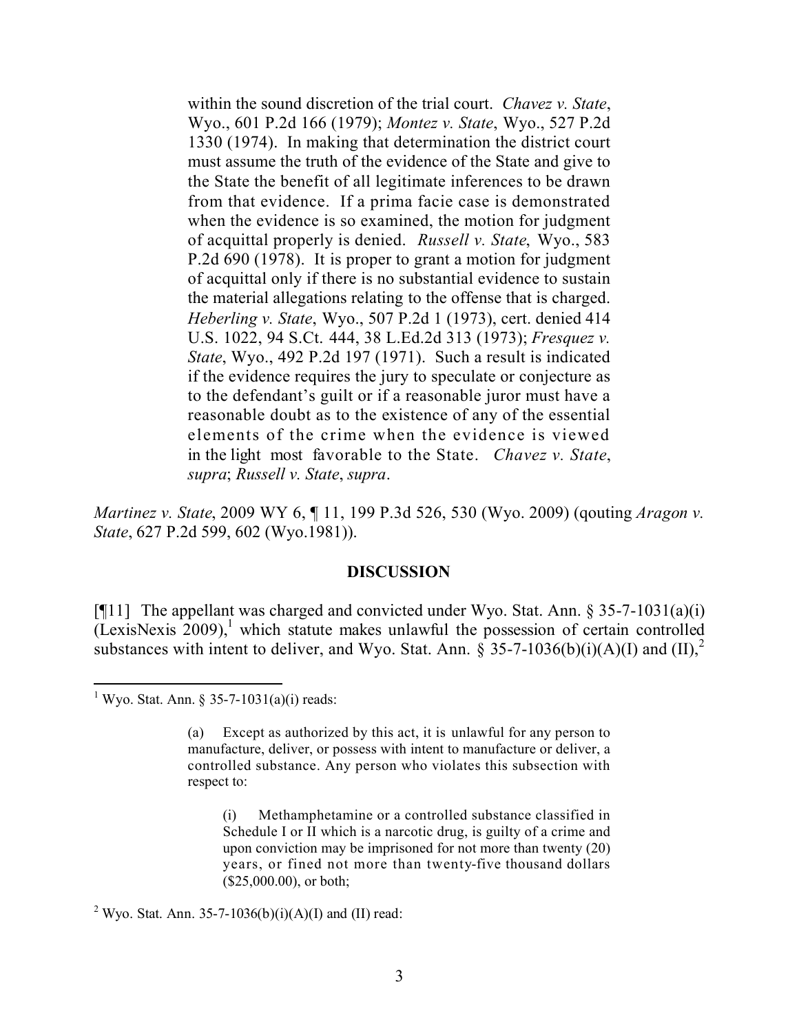> within the sound discretion of the trial court. *Chavez v. State*, Wyo., 601 P.2d 166 (1979); *Montez v. State*, Wyo., 527 P.2d 1330 (1974). In making that determination the district court must assume the truth of the evidence of the State and give to the State the benefit of all legitimate inferences to be drawn from that evidence. If a prima facie case is demonstrated when the evidence is so examined, the motion for judgment of acquittal properly is denied. *Russell v. State*, Wyo., 583 P.2d 690 (1978). It is proper to grant a motion for judgment of acquittal only if there is no substantial evidence to sustain the material allegations relating to the offense that is charged. *Heberling v. State*, Wyo., 507 P.2d 1 (1973), cert. denied 414 U.S. 1022, 94 S.Ct. 444, 38 L.Ed.2d 313 (1973); *Fresquez v. State*, Wyo., 492 P.2d 197 (1971). Such a result is indicated if the evidence requires the jury to speculate or conjecture as to the defendant's guilt or if a reasonable juror must have a reasonable doubt as to the existence of any of the essential elements of the crime when the evidence is viewed in the light most favorable to the State. *Chavez v. State*, *supra*; *Russell v. State*, *supra*.

*Martinez v. State*, 2009 WY 6, ¶ 11, 199 P.3d 526, 530 (Wyo. 2009) (qouting *Aragon v. State*, 627 P.2d 599, 602 (Wyo.1981)).

## DISCUSSION

[¶11] The appellant was charged and convicted under Wyo. Stat. Ann. § 35-7-1031(a)(i) (LexisNexis 2009),[1] which statute makes unlawful the possession of certain controlled substances with intent to deliver, and Wyo. Stat. Ann. § 35-7-1036(b)(i)(A)(I) and (II),[2]

---

[1] Wyo. Stat. Ann. § 35-7-1031(a)(i) reads:

> (a) Except as authorized by this act, it is unlawful for any person to manufacture, deliver, or possess with intent to manufacture or deliver, a controlled substance. Any person who violates this subsection with respect to:
>
> > (i) Methamphetamine or a controlled substance classified in Schedule I or II which is a narcotic drug, is guilty of a crime and upon conviction may be imprisoned for not more than twenty (20) years, or fined not more than twenty-five thousand dollars ($25,000.00), or both;

[2] Wyo. Stat. Ann. 35-7-1036(b)(i)(A)(I) and (II) read: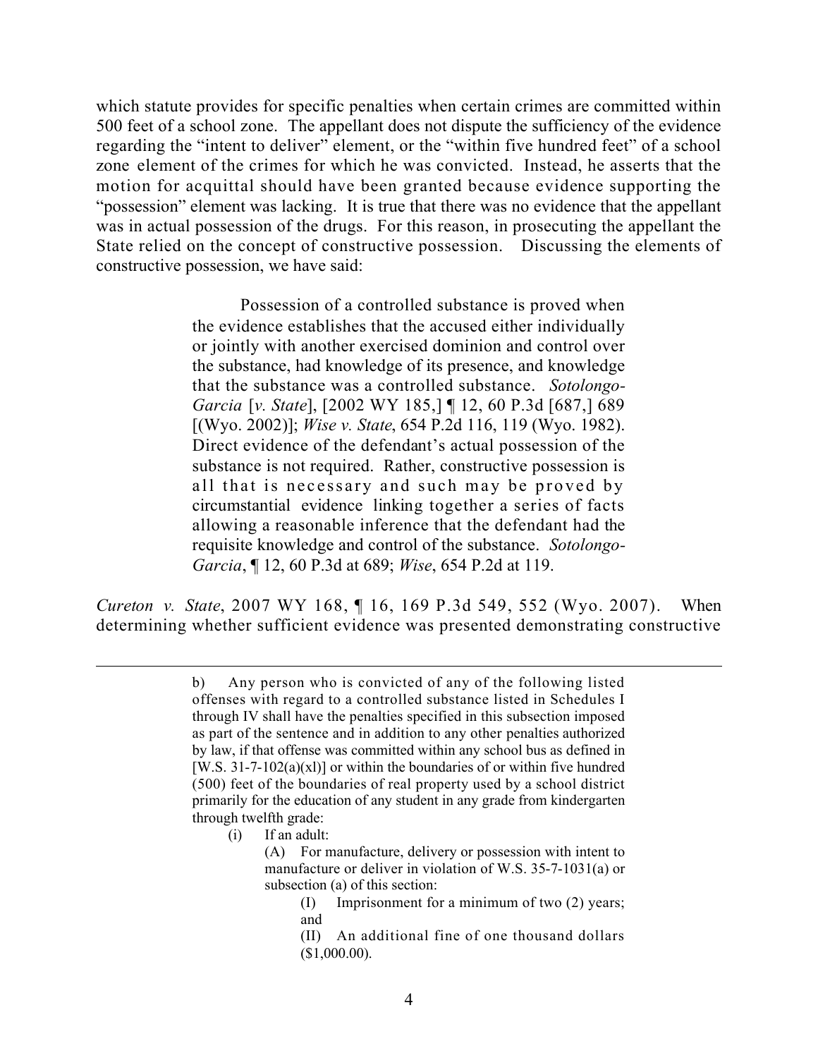which statute provides for specific penalties when certain crimes are committed within 500 feet of a school zone. The appellant does not dispute the sufficiency of the evidence regarding the "intent to deliver" element, or the "within five hundred feet" of a school zone element of the crimes for which he was convicted. Instead, he asserts that the motion for acquittal should have been granted because evidence supporting the "possession" element was lacking. It is true that there was no evidence that the appellant was in actual possession of the drugs. For this reason, in prosecuting the appellant the State relied on the concept of constructive possession. Discussing the elements of constructive possession, we have said:

> Possession of a controlled substance is proved when the evidence establishes that the accused either individually or jointly with another exercised dominion and control over the substance, had knowledge of its presence, and knowledge that the substance was a controlled substance. *Sotolongo-Garcia* [*v. State*], [2002 WY 185,] ¶ 12, 60 P.3d [687,] 689 [(Wyo. 2002)]; *Wise v. State*, 654 P.2d 116, 119 (Wyo. 1982). Direct evidence of the defendant's actual possession of the substance is not required. Rather, constructive possession is all that is necessary and such may be proved by circumstantial evidence linking together a series of facts allowing a reasonable inference that the defendant had the requisite knowledge and control of the substance. *Sotolongo-Garcia*, ¶ 12, 60 P.3d at 689; *Wise*, 654 P.2d at 119.

*Cureton v. State*, 2007 WY 168, ¶ 16, 169 P.3d 549, 552 (Wyo. 2007). When determining whether sufficient evidence was presented demonstrating constructive

---

> b) Any person who is convicted of any of the following listed offenses with regard to a controlled substance listed in Schedules I through IV shall have the penalties specified in this subsection imposed as part of the sentence and in addition to any other penalties authorized by law, if that offense was committed within any school bus as defined in [W.S. 31-7-102(a)(xl)] or within the boundaries of or within five hundred (500) feet of the boundaries of real property used by a school district primarily for the education of any student in any grade from kindergarten through twelfth grade:
>
> (i) If an adult:
>
> (A) For manufacture, delivery or possession with intent to manufacture or deliver in violation of W.S. 35-7-1031(a) or subsection (a) of this section:
>
> (I) Imprisonment for a minimum of two (2) years; and
>
> (II) An additional fine of one thousand dollars ($1,000.00).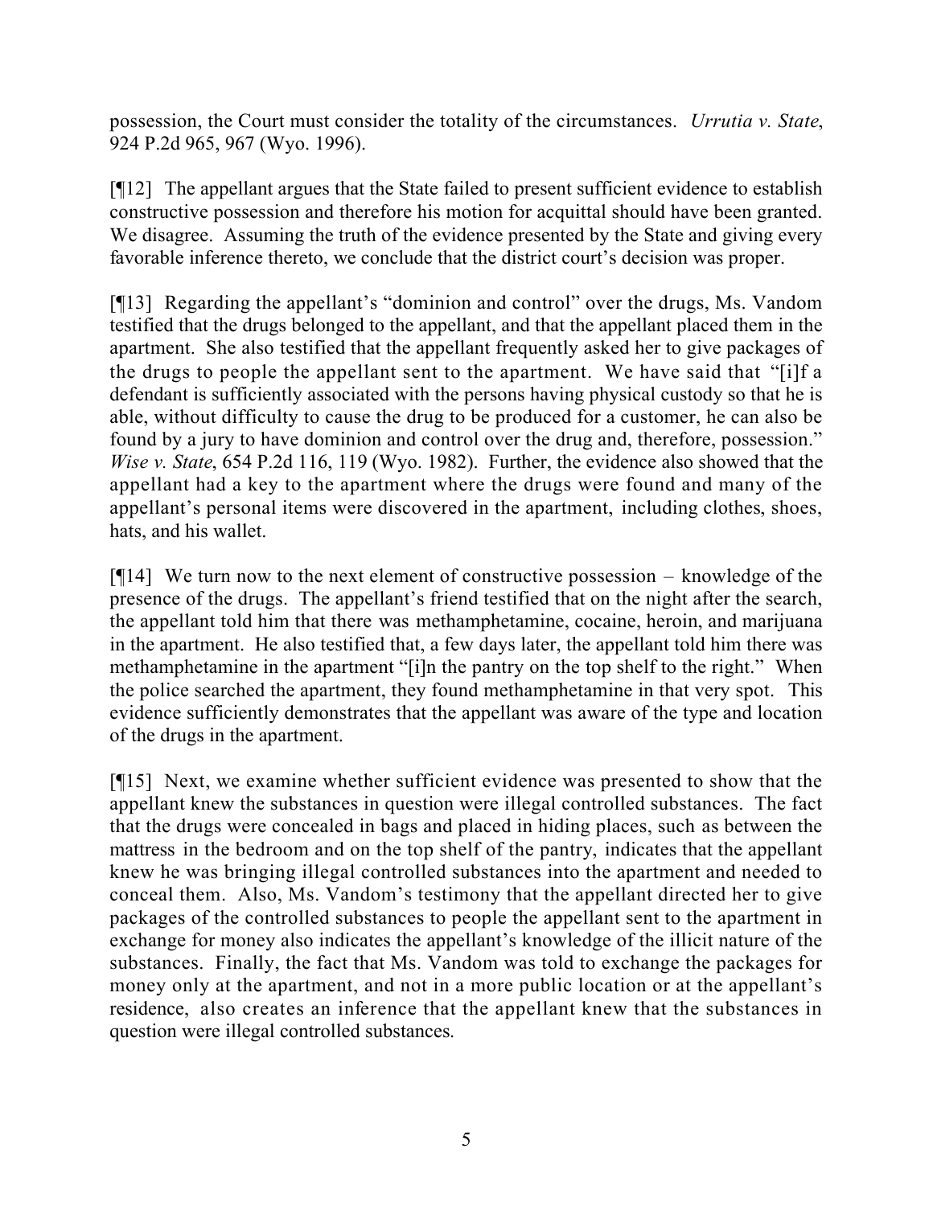possession, the Court must consider the totality of the circumstances. *Urrutia v. State*, 924 P.2d 965, 967 (Wyo. 1996).

[¶12] The appellant argues that the State failed to present sufficient evidence to establish constructive possession and therefore his motion for acquittal should have been granted. We disagree. Assuming the truth of the evidence presented by the State and giving every favorable inference thereto, we conclude that the district court's decision was proper.

[¶13] Regarding the appellant's "dominion and control" over the drugs, Ms. Vandom testified that the drugs belonged to the appellant, and that the appellant placed them in the apartment. She also testified that the appellant frequently asked her to give packages of the drugs to people the appellant sent to the apartment. We have said that "[i]f a defendant is sufficiently associated with the persons having physical custody so that he is able, without difficulty to cause the drug to be produced for a customer, he can also be found by a jury to have dominion and control over the drug and, therefore, possession." *Wise v. State*, 654 P.2d 116, 119 (Wyo. 1982). Further, the evidence also showed that the appellant had a key to the apartment where the drugs were found and many of the appellant's personal items were discovered in the apartment, including clothes, shoes, hats, and his wallet.

[¶14] We turn now to the next element of constructive possession – knowledge of the presence of the drugs. The appellant's friend testified that on the night after the search, the appellant told him that there was methamphetamine, cocaine, heroin, and marijuana in the apartment. He also testified that, a few days later, the appellant told him there was methamphetamine in the apartment "[i]n the pantry on the top shelf to the right." When the police searched the apartment, they found methamphetamine in that very spot. This evidence sufficiently demonstrates that the appellant was aware of the type and location of the drugs in the apartment.

[¶15] Next, we examine whether sufficient evidence was presented to show that the appellant knew the substances in question were illegal controlled substances. The fact that the drugs were concealed in bags and placed in hiding places, such as between the mattress in the bedroom and on the top shelf of the pantry, indicates that the appellant knew he was bringing illegal controlled substances into the apartment and needed to conceal them. Also, Ms. Vandom's testimony that the appellant directed her to give packages of the controlled substances to people the appellant sent to the apartment in exchange for money also indicates the appellant's knowledge of the illicit nature of the substances. Finally, the fact that Ms. Vandom was told to exchange the packages for money only at the apartment, and not in a more public location or at the appellant's residence, also creates an inference that the appellant knew that the substances in question were illegal controlled substances.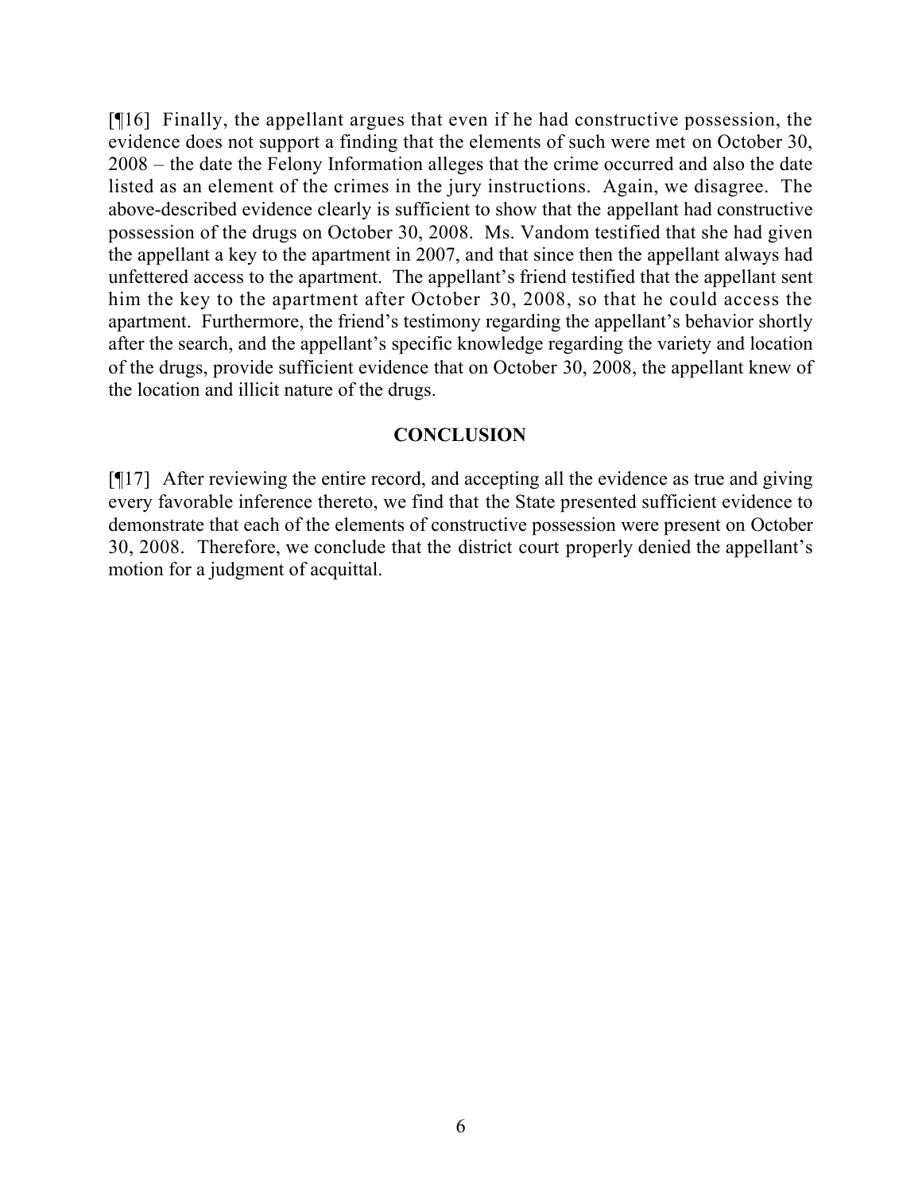[¶16] Finally, the appellant argues that even if he had constructive possession, the evidence does not support a finding that the elements of such were met on October 30, 2008 – the date the Felony Information alleges that the crime occurred and also the date listed as an element of the crimes in the jury instructions. Again, we disagree. The above-described evidence clearly is sufficient to show that the appellant had constructive possession of the drugs on October 30, 2008. Ms. Vandom testified that she had given the appellant a key to the apartment in 2007, and that since then the appellant always had unfettered access to the apartment. The appellant's friend testified that the appellant sent him the key to the apartment after October 30, 2008, so that he could access the apartment. Furthermore, the friend's testimony regarding the appellant's behavior shortly after the search, and the appellant's specific knowledge regarding the variety and location of the drugs, provide sufficient evidence that on October 30, 2008, the appellant knew of the location and illicit nature of the drugs.

## CONCLUSION

[¶17] After reviewing the entire record, and accepting all the evidence as true and giving every favorable inference thereto, we find that the State presented sufficient evidence to demonstrate that each of the elements of constructive possession were present on October 30, 2008. Therefore, we conclude that the district court properly denied the appellant's motion for a judgment of acquittal.